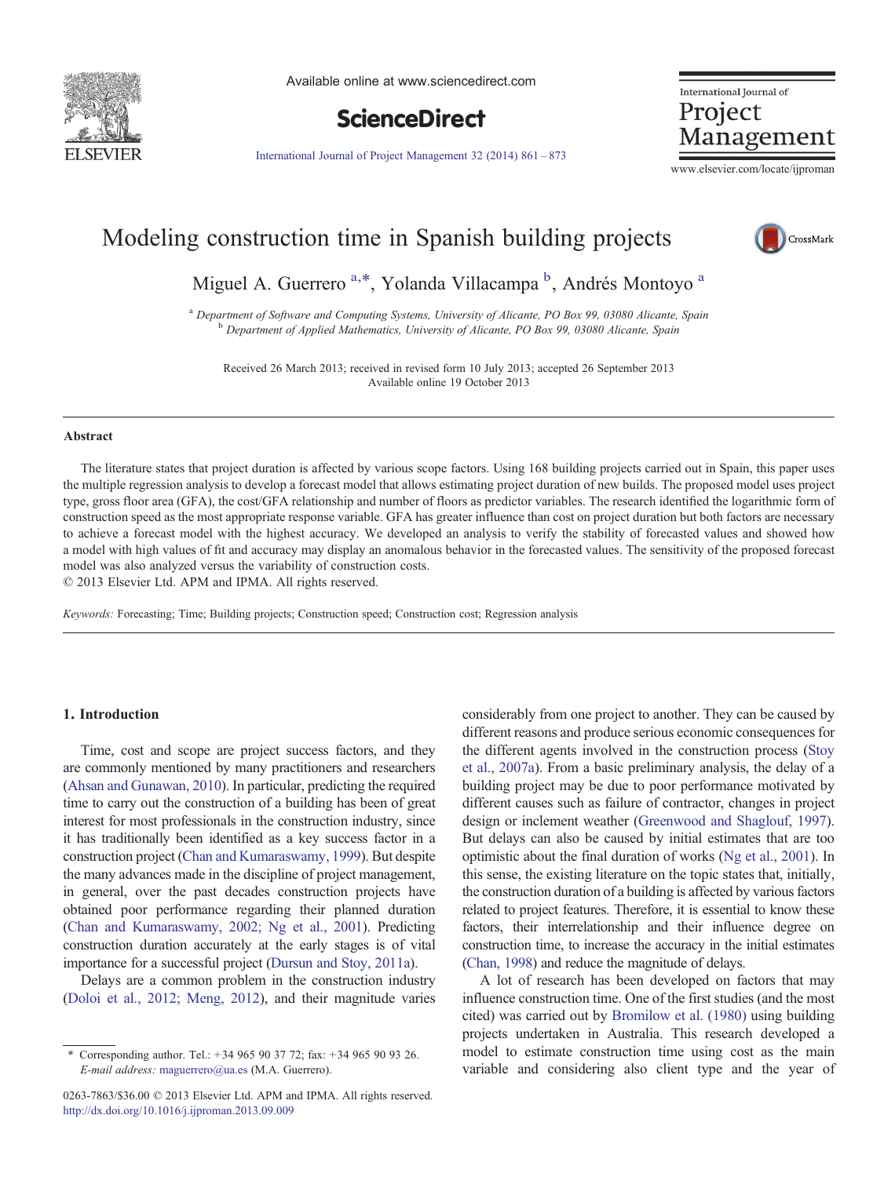# Modeling construction time in Spanish building projects

Miguel A. Guerrero [a,*], Yolanda Villacampa [b], Andrés Montoyo [a]

[a] *Department of Software and Computing Systems, University of Alicante, PO Box 99, 03080 Alicante, Spain*
[b] *Department of Applied Mathematics, University of Alicante, PO Box 99, 03080 Alicante, Spain*

Received 26 March 2013; received in revised form 10 July 2013; accepted 26 September 2013
Available online 19 October 2013

## Abstract

The literature states that project duration is affected by various scope factors. Using 168 building projects carried out in Spain, this paper uses the multiple regression analysis to develop a forecast model that allows estimating project duration of new builds. The proposed model uses project type, gross floor area (GFA), the cost/GFA relationship and number of floors as predictor variables. The research identified the logarithmic form of construction speed as the most appropriate response variable. GFA has greater influence than cost on project duration but both factors are necessary to achieve a forecast model with the highest accuracy. We developed an analysis to verify the stability of forecasted values and showed how a model with high values of fit and accuracy may display an anomalous behavior in the forecasted values. The sensitivity of the proposed forecast model was also analyzed versus the variability of construction costs.

© 2013 Elsevier Ltd. APM and IPMA. All rights reserved.

*Keywords:* Forecasting; Time; Building projects; Construction speed; Construction cost; Regression analysis

## 1. Introduction

Time, cost and scope are project success factors, and they are commonly mentioned by many practitioners and researchers (Ahsan and Gunawan, 2010). In particular, predicting the required time to carry out the construction of a building has been of great interest for most professionals in the construction industry, since it has traditionally been identified as a key success factor in a construction project (Chan and Kumaraswamy, 1999). But despite the many advances made in the discipline of project management, in general, over the past decades construction projects have obtained poor performance regarding their planned duration (Chan and Kumaraswamy, 2002; Ng et al., 2001). Predicting construction duration accurately at the early stages is of vital importance for a successful project (Dursun and Stoy, 2011a).

Delays are a common problem in the construction industry (Doloi et al., 2012; Meng, 2012), and their magnitude varies considerably from one project to another. They can be caused by different reasons and produce serious economic consequences for the different agents involved in the construction process (Stoy et al., 2007a). From a basic preliminary analysis, the delay of a building project may be due to poor performance motivated by different causes such as failure of contractor, changes in project design or inclement weather (Greenwood and Shaglouf, 1997). But delays can also be caused by initial estimates that are too optimistic about the final duration of works (Ng et al., 2001). In this sense, the existing literature on the topic states that, initially, the construction duration of a building is affected by various factors related to project features. Therefore, it is essential to know these factors, their interrelationship and their influence degree on construction time, to increase the accuracy in the initial estimates (Chan, 1998) and reduce the magnitude of delays.

A lot of research has been developed on factors that may influence construction time. One of the first studies (and the most cited) was carried out by Bromilow et al. (1980) using building projects undertaken in Australia. This research developed a model to estimate construction time using cost as the main variable and considering also client type and the year of

* Corresponding author. Tel.: +34 965 90 37 72; fax: +34 965 90 93 26. *E-mail address:* maguerrero@ua.es (M.A. Guerrero).

0263-7863/$36.00 © 2013 Elsevier Ltd. APM and IPMA. All rights reserved.
http://dx.doi.org/10.1016/j.ijproman.2013.09.009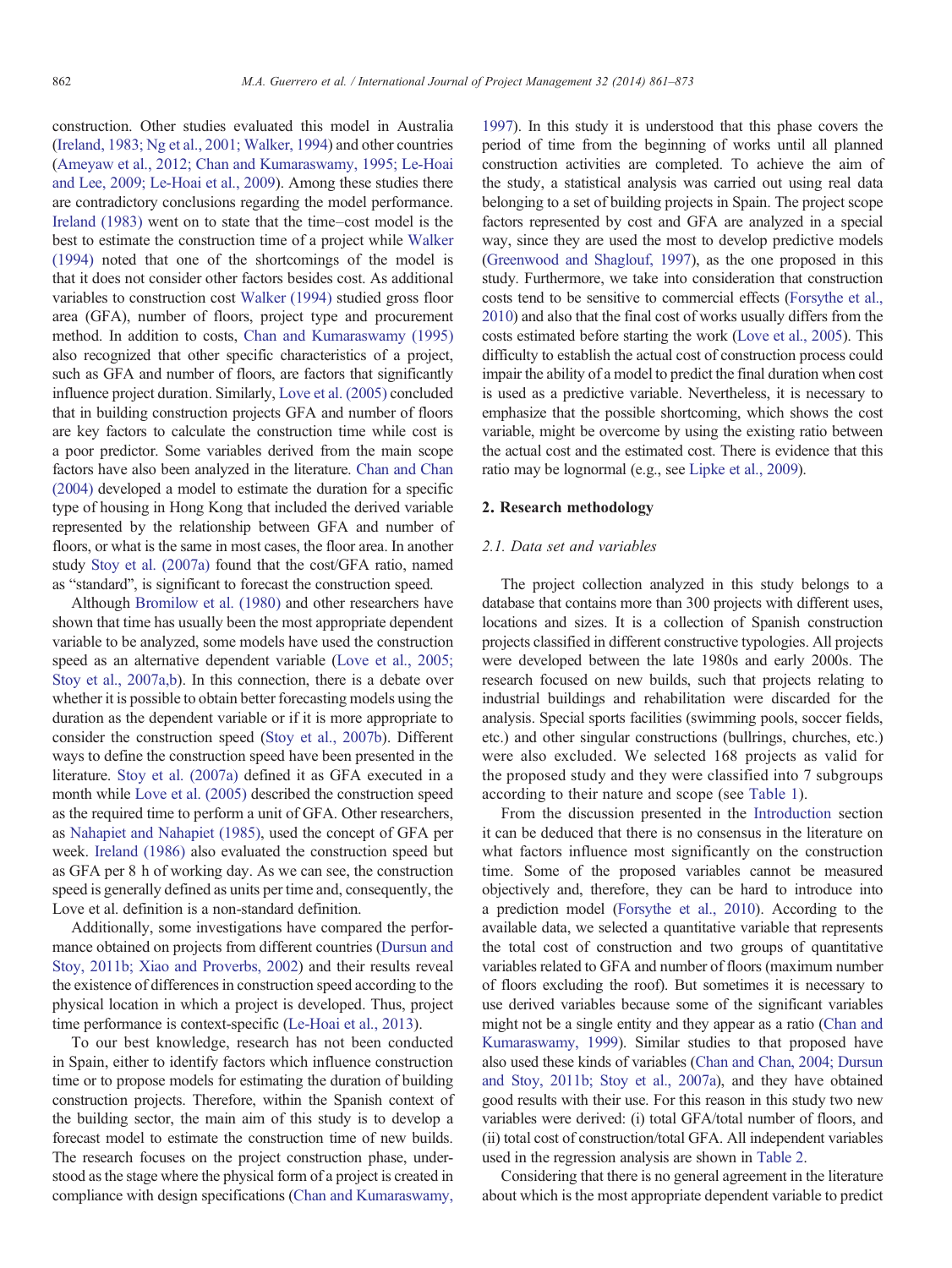construction. Other studies evaluated this model in Australia (Ireland, 1983; Ng et al., 2001; Walker, 1994) and other countries (Ameyaw et al., 2012; Chan and Kumaraswamy, 1995; Le-Hoai and Lee, 2009; Le-Hoai et al., 2009). Among these studies there are contradictory conclusions regarding the model performance. Ireland (1983) went on to state that the time–cost model is the best to estimate the construction time of a project while Walker (1994) noted that one of the shortcomings of the model is that it does not consider other factors besides cost. As additional variables to construction cost Walker (1994) studied gross floor area (GFA), number of floors, project type and procurement method. In addition to costs, Chan and Kumaraswamy (1995) also recognized that other specific characteristics of a project, such as GFA and number of floors, are factors that significantly influence project duration. Similarly, Love et al. (2005) concluded that in building construction projects GFA and number of floors are key factors to calculate the construction time while cost is a poor predictor. Some variables derived from the main scope factors have also been analyzed in the literature. Chan and Chan (2004) developed a model to estimate the duration for a specific type of housing in Hong Kong that included the derived variable represented by the relationship between GFA and number of floors, or what is the same in most cases, the floor area. In another study Stoy et al. (2007a) found that the cost/GFA ratio, named as "standard", is significant to forecast the construction speed.

Although Bromilow et al. (1980) and other researchers have shown that time has usually been the most appropriate dependent variable to be analyzed, some models have used the construction speed as an alternative dependent variable (Love et al., 2005; Stoy et al., 2007a,b). In this connection, there is a debate over whether it is possible to obtain better forecasting models using the duration as the dependent variable or if it is more appropriate to consider the construction speed (Stoy et al., 2007b). Different ways to define the construction speed have been presented in the literature. Stoy et al. (2007a) defined it as GFA executed in a month while Love et al. (2005) described the construction speed as the required time to perform a unit of GFA. Other researchers, as Nahapiet and Nahapiet (1985), used the concept of GFA per week. Ireland (1986) also evaluated the construction speed but as GFA per 8 h of working day. As we can see, the construction speed is generally defined as units per time and, consequently, the Love et al. definition is a non-standard definition.

Additionally, some investigations have compared the performance obtained on projects from different countries (Dursun and Stoy, 2011b; Xiao and Proverbs, 2002) and their results reveal the existence of differences in construction speed according to the physical location in which a project is developed. Thus, project time performance is context-specific (Le-Hoai et al., 2013).

To our best knowledge, research has not been conducted in Spain, either to identify factors which influence construction time or to propose models for estimating the duration of building construction projects. Therefore, within the Spanish context of the building sector, the main aim of this study is to develop a forecast model to estimate the construction time of new builds. The research focuses on the project construction phase, understood as the stage where the physical form of a project is created in compliance with design specifications (Chan and Kumaraswamy, 1997). In this study it is understood that this phase covers the period of time from the beginning of works until all planned construction activities are completed. To achieve the aim of the study, a statistical analysis was carried out using real data belonging to a set of building projects in Spain. The project scope factors represented by cost and GFA are analyzed in a special way, since they are used the most to develop predictive models (Greenwood and Shaglouf, 1997), as the one proposed in this study. Furthermore, we take into consideration that construction costs tend to be sensitive to commercial effects (Forsythe et al., 2010) and also that the final cost of works usually differs from the costs estimated before starting the work (Love et al., 2005). This difficulty to establish the actual cost of construction process could impair the ability of a model to predict the final duration when cost is used as a predictive variable. Nevertheless, it is necessary to emphasize that the possible shortcoming, which shows the cost variable, might be overcome by using the existing ratio between the actual cost and the estimated cost. There is evidence that this ratio may be lognormal (e.g., see Lipke et al., 2009).

## 2. Research methodology

### 2.1. Data set and variables

The project collection analyzed in this study belongs to a database that contains more than 300 projects with different uses, locations and sizes. It is a collection of Spanish construction projects classified in different constructive typologies. All projects were developed between the late 1980s and early 2000s. The research focused on new builds, such that projects relating to industrial buildings and rehabilitation were discarded for the analysis. Special sports facilities (swimming pools, soccer fields, etc.) and other singular constructions (bullrings, churches, etc.) were also excluded. We selected 168 projects as valid for the proposed study and they were classified into 7 subgroups according to their nature and scope (see Table 1).

From the discussion presented in the Introduction section it can be deduced that there is no consensus in the literature on what factors influence most significantly on the construction time. Some of the proposed variables cannot be measured objectively and, therefore, they can be hard to introduce into a prediction model (Forsythe et al., 2010). According to the available data, we selected a quantitative variable that represents the total cost of construction and two groups of quantitative variables related to GFA and number of floors (maximum number of floors excluding the roof). But sometimes it is necessary to use derived variables because some of the significant variables might not be a single entity and they appear as a ratio (Chan and Kumaraswamy, 1999). Similar studies to that proposed have also used these kinds of variables (Chan and Chan, 2004; Dursun and Stoy, 2011b; Stoy et al., 2007a), and they have obtained good results with their use. For this reason in this study two new variables were derived: (i) total GFA/total number of floors, and (ii) total cost of construction/total GFA. All independent variables used in the regression analysis are shown in Table 2.

Considering that there is no general agreement in the literature about which is the most appropriate dependent variable to predict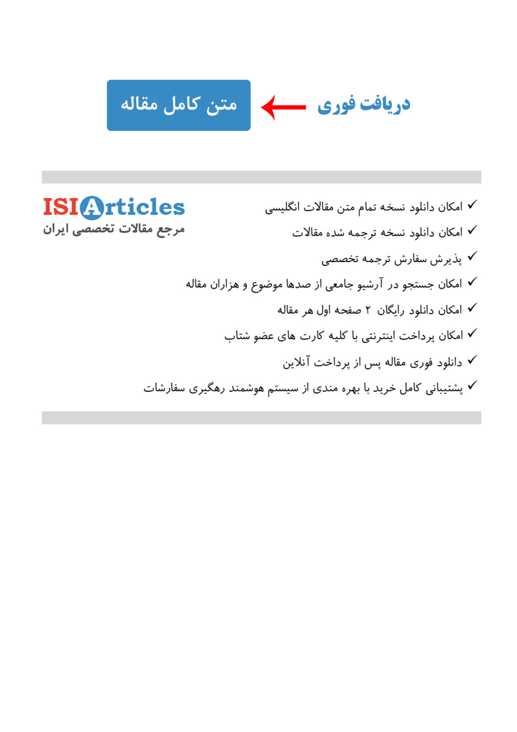دریافت فوری ← **متن کامل مقاله**

**ISIArticles**
مرجع مقالات تخصصی ایران

- ✓ امکان دانلود نسخه تمام متن مقالات انگلیسی
- ✓ امکان دانلود نسخه ترجمه شده مقالات
- ✓ پذیرش سفارش ترجمه تخصصی
- ✓ امکان جستجو در آرشیو جامعی از صدها موضوع و هزاران مقاله
- ✓ امکان دانلود رایگان ۲ صفحه اول هر مقاله
- ✓ امکان پرداخت اینترنتی با کلیه کارت های عضو شتاب
- ✓ دانلود فوری مقاله پس از پرداخت آنلاین
- ✓ پشتیبانی کامل خرید با بهره مندی از سیستم هوشمند رهگیری سفارشات